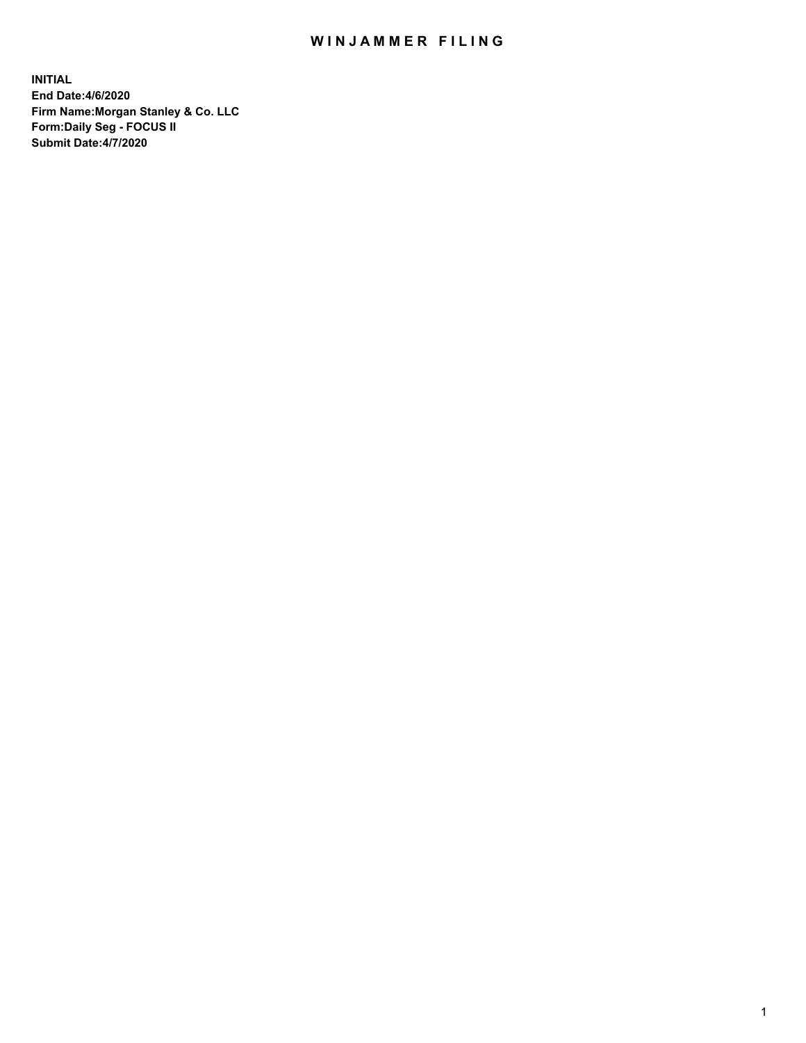# WINJAMMER FILING

**INITIAL**
**End Date:4/6/2020**
**Firm Name:Morgan Stanley & Co. LLC**
**Form:Daily Seg - FOCUS II**
**Submit Date:4/7/2020**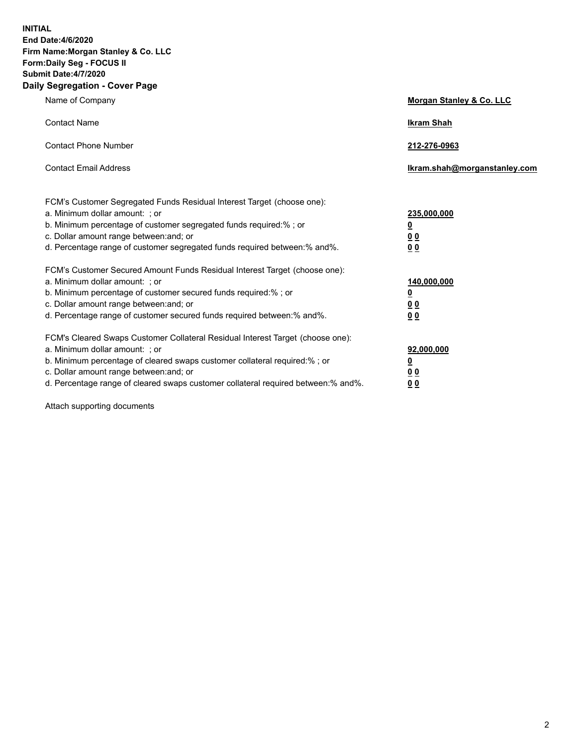**INITIAL**
**End Date:4/6/2020**
**Firm Name:Morgan Stanley & Co. LLC**
**Form:Daily Seg - FOCUS II**
**Submit Date:4/7/2020**

## Daily Segregation - Cover Page

| | |
|---|---|
| Name of Company | **Morgan Stanley & Co. LLC** |
| Contact Name | **Ikram Shah** |
| Contact Phone Number | **212-276-0963** |
| Contact Email Address | **Ikram.shah@morganstanley.com** |

| | |
|---|---|
| FCM's Customer Segregated Funds Residual Interest Target (choose one): | |
| a. Minimum dollar amount: ; or | **235,000,000** |
| b. Minimum percentage of customer segregated funds required:% ; or | **0** |
| c. Dollar amount range between:and; or | **0 0** |
| d. Percentage range of customer segregated funds required between:% and%. | **0 0** |
| FCM's Customer Secured Amount Funds Residual Interest Target (choose one): | |
| a. Minimum dollar amount: ; or | **140,000,000** |
| b. Minimum percentage of customer secured funds required:% ; or | **0** |
| c. Dollar amount range between:and; or | **0 0** |
| d. Percentage range of customer secured funds required between:% and%. | **0 0** |
| FCM's Cleared Swaps Customer Collateral Residual Interest Target (choose one): | |
| a. Minimum dollar amount: ; or | **92,000,000** |
| b. Minimum percentage of cleared swaps customer collateral required:% ; or | **0** |
| c. Dollar amount range between:and; or | **0 0** |
| d. Percentage range of cleared swaps customer collateral required between:% and%. | **0 0** |

Attach supporting documents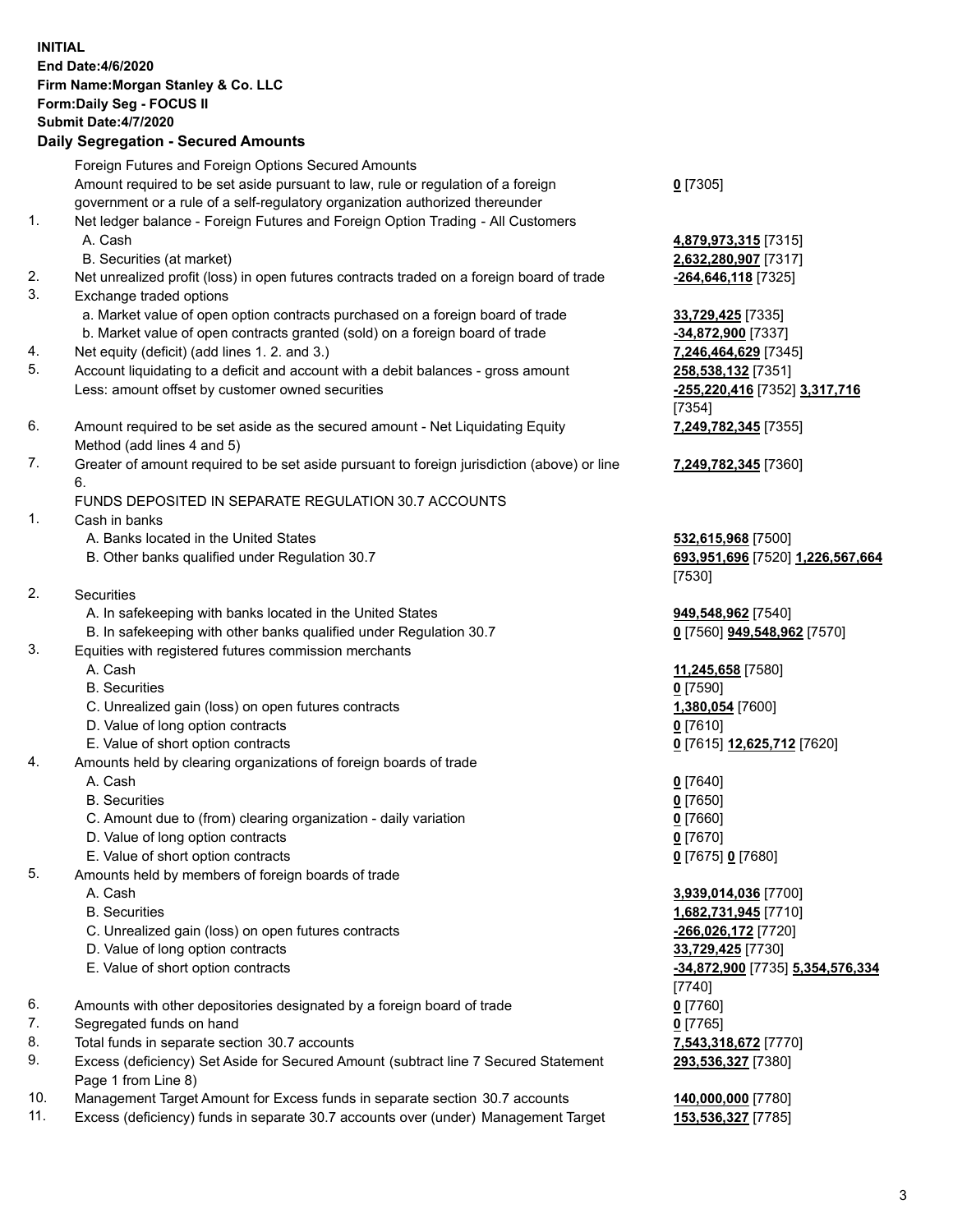**INITIAL**
**End Date:4/6/2020**
**Firm Name:Morgan Stanley & Co. LLC**
**Form:Daily Seg - FOCUS II**
**Submit Date:4/7/2020**

**Daily Segregation - Secured Amounts**

| | | |
|---|---|---|
| | Foreign Futures and Foreign Options Secured Amounts | |
| | Amount required to be set aside pursuant to law, rule or regulation of a foreign government or a rule of a self-regulatory organization authorized thereunder | **0** [7305] |
| 1. | Net ledger balance - Foreign Futures and Foreign Option Trading - All Customers | |
| | A. Cash | **4,879,973,315** [7315] |
| | B. Securities (at market) | **2,632,280,907** [7317] |
| 2. | Net unrealized profit (loss) in open futures contracts traded on a foreign board of trade | **-264,646,118** [7325] |
| 3. | Exchange traded options | |
| | a. Market value of open option contracts purchased on a foreign board of trade | **33,729,425** [7335] |
| | b. Market value of open contracts granted (sold) on a foreign board of trade | **-34,872,900** [7337] |
| 4. | Net equity (deficit) (add lines 1. 2. and 3.) | **7,246,464,629** [7345] |
| 5. | Account liquidating to a deficit and account with a debit balances - gross amount | **258,538,132** [7351] |
| | Less: amount offset by customer owned securities | **-255,220,416** [7352] **3,317,716** [7354] |
| 6. | Amount required to be set aside as the secured amount - Net Liquidating Equity Method (add lines 4 and 5) | **7,249,782,345** [7355] |
| 7. | Greater of amount required to be set aside pursuant to foreign jurisdiction (above) or line 6. | **7,249,782,345** [7360] |
| | FUNDS DEPOSITED IN SEPARATE REGULATION 30.7 ACCOUNTS | |
| 1. | Cash in banks | |
| | A. Banks located in the United States | **532,615,968** [7500] |
| | B. Other banks qualified under Regulation 30.7 | **693,951,696** [7520] **1,226,567,664** [7530] |
| 2. | Securities | |
| | A. In safekeeping with banks located in the United States | **949,548,962** [7540] |
| | B. In safekeeping with other banks qualified under Regulation 30.7 | **0** [7560] **949,548,962** [7570] |
| 3. | Equities with registered futures commission merchants | |
| | A. Cash | **11,245,658** [7580] |
| | B. Securities | **0** [7590] |
| | C. Unrealized gain (loss) on open futures contracts | **1,380,054** [7600] |
| | D. Value of long option contracts | **0** [7610] |
| | E. Value of short option contracts | **0** [7615] **12,625,712** [7620] |
| 4. | Amounts held by clearing organizations of foreign boards of trade | |
| | A. Cash | **0** [7640] |
| | B. Securities | **0** [7650] |
| | C. Amount due to (from) clearing organization - daily variation | **0** [7660] |
| | D. Value of long option contracts | **0** [7670] |
| | E. Value of short option contracts | **0** [7675] **0** [7680] |
| 5. | Amounts held by members of foreign boards of trade | |
| | A. Cash | **3,939,014,036** [7700] |
| | B. Securities | **1,682,731,945** [7710] |
| | C. Unrealized gain (loss) on open futures contracts | **-266,026,172** [7720] |
| | D. Value of long option contracts | **33,729,425** [7730] |
| | E. Value of short option contracts | **-34,872,900** [7735] **5,354,576,334** [7740] |
| 6. | Amounts with other depositories designated by a foreign board of trade | **0** [7760] |
| 7. | Segregated funds on hand | **0** [7765] |
| 8. | Total funds in separate section 30.7 accounts | **7,543,318,672** [7770] |
| 9. | Excess (deficiency) Set Aside for Secured Amount (subtract line 7 Secured Statement Page 1 from Line 8) | **293,536,327** [7380] |
| 10. | Management Target Amount for Excess funds in separate section 30.7 accounts | **140,000,000** [7780] |
| 11. | Excess (deficiency) funds in separate 30.7 accounts over (under) Management Target | **153,536,327** [7785] |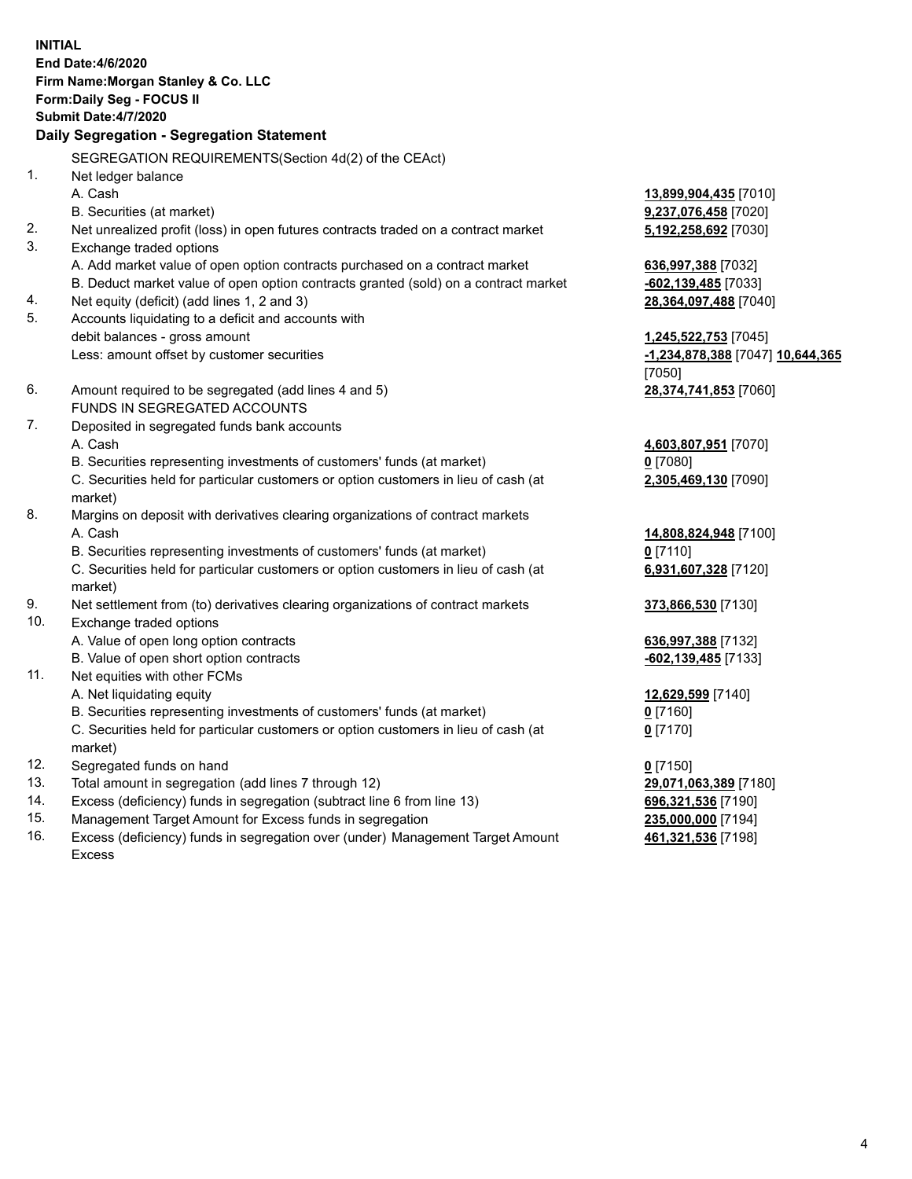**INITIAL**
**End Date:4/6/2020**
**Firm Name:Morgan Stanley & Co. LLC**
**Form:Daily Seg - FOCUS II**
**Submit Date:4/7/2020**

**Daily Segregation - Segregation Statement**

SEGREGATION REQUIREMENTS(Section 4d(2) of the CEAct)

| | | |
|---|---|---|
| 1. | Net ledger balance | |
| | A. Cash | **13,899,904,435** [7010] |
| | B. Securities (at market) | **9,237,076,458** [7020] |
| 2. | Net unrealized profit (loss) in open futures contracts traded on a contract market | **5,192,258,692** [7030] |
| 3. | Exchange traded options | |
| | A. Add market value of open option contracts purchased on a contract market | **636,997,388** [7032] |
| | B. Deduct market value of open option contracts granted (sold) on a contract market | **-602,139,485** [7033] |
| 4. | Net equity (deficit) (add lines 1, 2 and 3) | **28,364,097,488** [7040] |
| 5. | Accounts liquidating to a deficit and accounts with debit balances - gross amount | **1,245,522,753** [7045] |
| | Less: amount offset by customer securities | **-1,234,878,388** [7047] **10,644,365** [7050] |
| 6. | Amount required to be segregated (add lines 4 and 5) | **28,374,741,853** [7060] |
| | FUNDS IN SEGREGATED ACCOUNTS | |
| 7. | Deposited in segregated funds bank accounts | |
| | A. Cash | **4,603,807,951** [7070] |
| | B. Securities representing investments of customers' funds (at market) | **0** [7080] |
| | C. Securities held for particular customers or option customers in lieu of cash (at market) | **2,305,469,130** [7090] |
| 8. | Margins on deposit with derivatives clearing organizations of contract markets | |
| | A. Cash | **14,808,824,948** [7100] |
| | B. Securities representing investments of customers' funds (at market) | **0** [7110] |
| | C. Securities held for particular customers or option customers in lieu of cash (at market) | **6,931,607,328** [7120] |
| 9. | Net settlement from (to) derivatives clearing organizations of contract markets | **373,866,530** [7130] |
| 10. | Exchange traded options | |
| | A. Value of open long option contracts | **636,997,388** [7132] |
| | B. Value of open short option contracts | **-602,139,485** [7133] |
| 11. | Net equities with other FCMs | |
| | A. Net liquidating equity | **12,629,599** [7140] |
| | B. Securities representing investments of customers' funds (at market) | **0** [7160] |
| | C. Securities held for particular customers or option customers in lieu of cash (at market) | **0** [7170] |
| 12. | Segregated funds on hand | **0** [7150] |
| 13. | Total amount in segregation (add lines 7 through 12) | **29,071,063,389** [7180] |
| 14. | Excess (deficiency) funds in segregation (subtract line 6 from line 13) | **696,321,536** [7190] |
| 15. | Management Target Amount for Excess funds in segregation | **235,000,000** [7194] |
| 16. | Excess (deficiency) funds in segregation over (under) Management Target Amount Excess | **461,321,536** [7198] |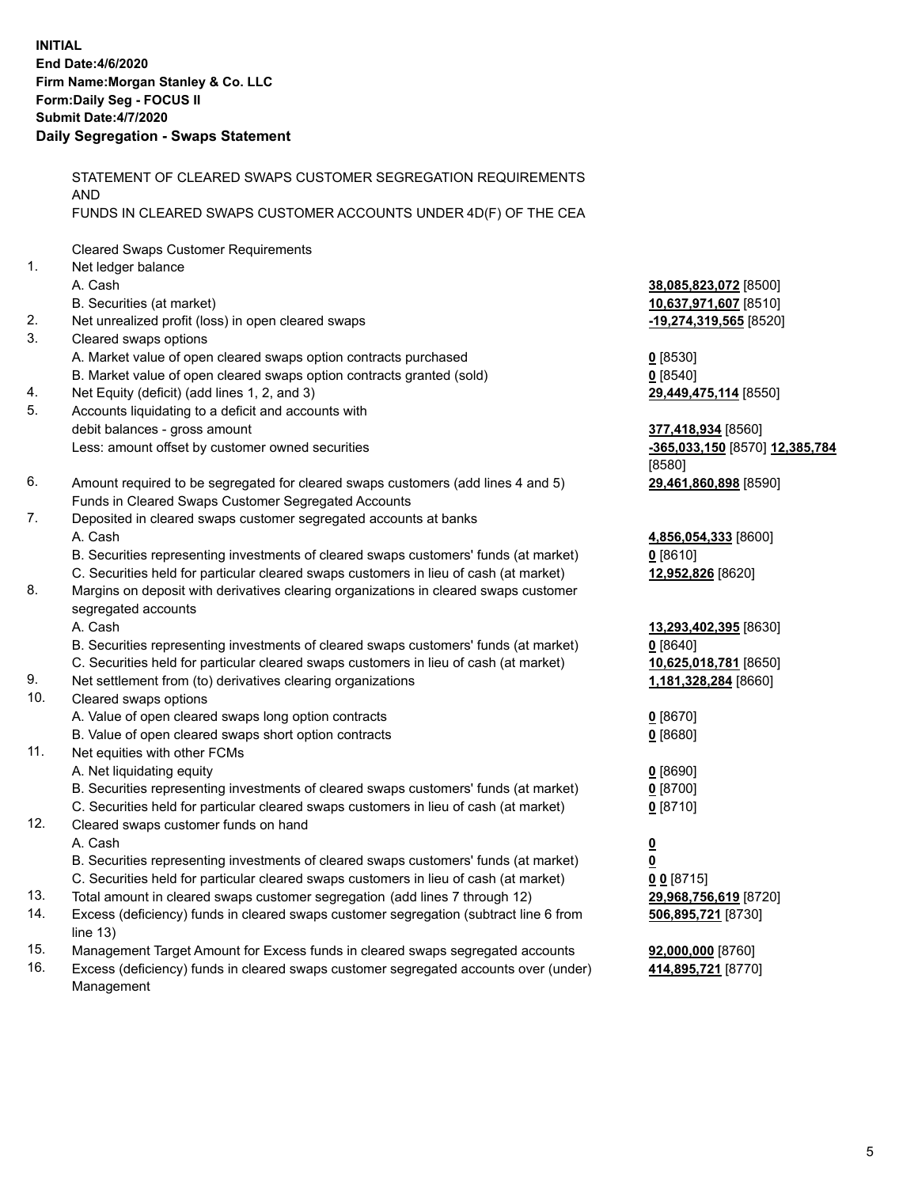**INITIAL**
**End Date:4/6/2020**
**Firm Name:Morgan Stanley & Co. LLC**
**Form:Daily Seg - FOCUS II**
**Submit Date:4/7/2020**
**Daily Segregation - Swaps Statement**

STATEMENT OF CLEARED SWAPS CUSTOMER SEGREGATION REQUIREMENTS AND FUNDS IN CLEARED SWAPS CUSTOMER ACCOUNTS UNDER 4D(F) OF THE CEA

| | | |
|---|---|---|
| | Cleared Swaps Customer Requirements | |
| 1. | Net ledger balance | |
| | A. Cash | **38,085,823,072** [8500] |
| | B. Securities (at market) | **10,637,971,607** [8510] |
| 2. | Net unrealized profit (loss) in open cleared swaps | **-19,274,319,565** [8520] |
| 3. | Cleared swaps options | |
| | A. Market value of open cleared swaps option contracts purchased | **0** [8530] |
| | B. Market value of open cleared swaps option contracts granted (sold) | **0** [8540] |
| 4. | Net Equity (deficit) (add lines 1, 2, and 3) | **29,449,475,114** [8550] |
| 5. | Accounts liquidating to a deficit and accounts with debit balances - gross amount | **377,418,934** [8560] |
| | Less: amount offset by customer owned securities | **-365,033,150** [8570] **12,385,784** [8580] |
| 6. | Amount required to be segregated for cleared swaps customers (add lines 4 and 5) | **29,461,860,898** [8590] |
| | Funds in Cleared Swaps Customer Segregated Accounts | |
| 7. | Deposited in cleared swaps customer segregated accounts at banks | |
| | A. Cash | **4,856,054,333** [8600] |
| | B. Securities representing investments of cleared swaps customers' funds (at market) | **0** [8610] |
| | C. Securities held for particular cleared swaps customers in lieu of cash (at market) | **12,952,826** [8620] |
| 8. | Margins on deposit with derivatives clearing organizations in cleared swaps customer segregated accounts | |
| | A. Cash | **13,293,402,395** [8630] |
| | B. Securities representing investments of cleared swaps customers' funds (at market) | **0** [8640] |
| | C. Securities held for particular cleared swaps customers in lieu of cash (at market) | **10,625,018,781** [8650] |
| 9. | Net settlement from (to) derivatives clearing organizations | **1,181,328,284** [8660] |
| 10. | Cleared swaps options | |
| | A. Value of open cleared swaps long option contracts | **0** [8670] |
| | B. Value of open cleared swaps short option contracts | **0** [8680] |
| 11. | Net equities with other FCMs | |
| | A. Net liquidating equity | **0** [8690] |
| | B. Securities representing investments of cleared swaps customers' funds (at market) | **0** [8700] |
| | C. Securities held for particular cleared swaps customers in lieu of cash (at market) | **0** [8710] |
| 12. | Cleared swaps customer funds on hand | |
| | A. Cash | **0** |
| | B. Securities representing investments of cleared swaps customers' funds (at market) | **0** |
| | C. Securities held for particular cleared swaps customers in lieu of cash (at market) | **0** **0** [8715] |
| 13. | Total amount in cleared swaps customer segregation (add lines 7 through 12) | **29,968,756,619** [8720] |
| 14. | Excess (deficiency) funds in cleared swaps customer segregation (subtract line 6 from line 13) | **506,895,721** [8730] |
| 15. | Management Target Amount for Excess funds in cleared swaps segregated accounts | **92,000,000** [8760] |
| 16. | Excess (deficiency) funds in cleared swaps customer segregated accounts over (under) Management | **414,895,721** [8770] |